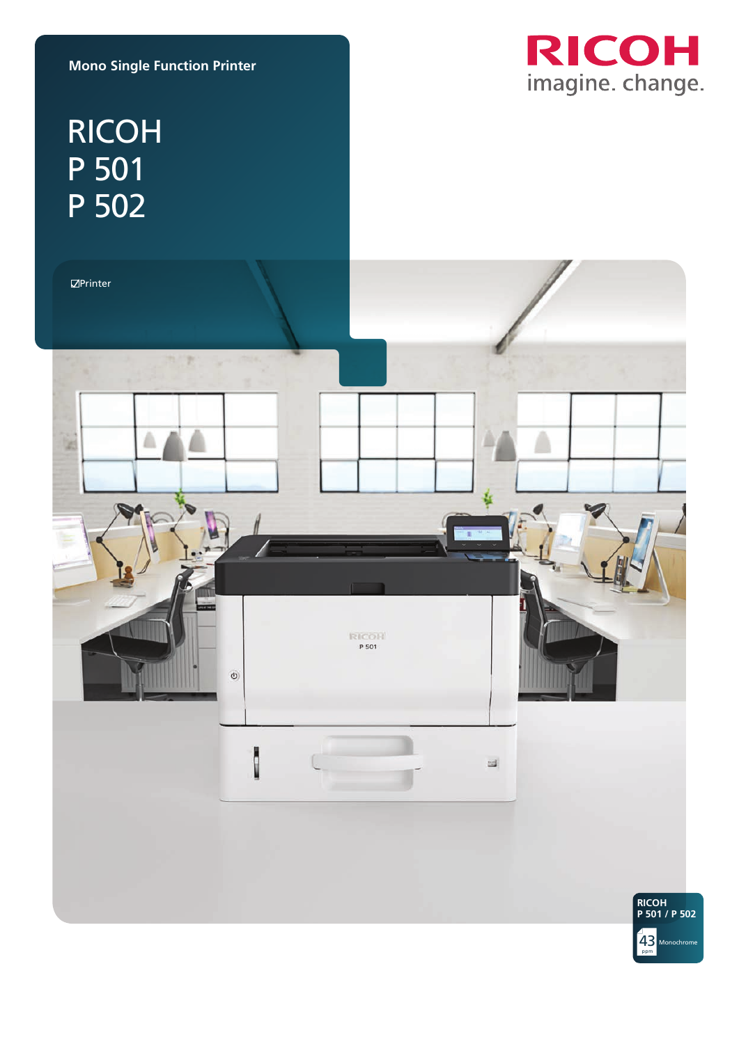Mono Single Function Printer

# RICOH P 501 P 502

RICOH
imagine. change.

☑Printer

RICOH
P 501 / P 502

43 ppm Monochrome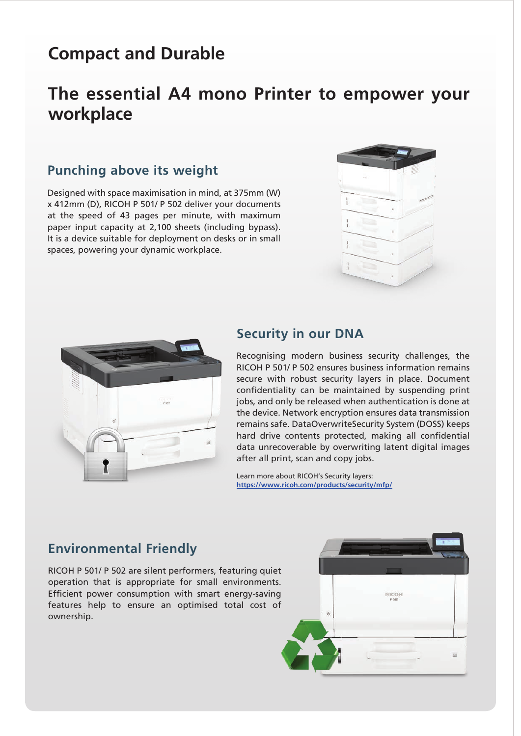# Compact and Durable

## The essential A4 mono Printer to empower your workplace

### Punching above its weight

Designed with space maximisation in mind, at 375mm (W) x 412mm (D), RICOH P 501/ P 502 deliver your documents at the speed of 43 pages per minute, with maximum paper input capacity at 2,100 sheets (including bypass). It is a device suitable for deployment on desks or in small spaces, powering your dynamic workplace.

### Security in our DNA

Recognising modern business security challenges, the RICOH P 501/ P 502 ensures business information remains secure with robust security layers in place. Document confidentiality can be maintained by suspending print jobs, and only be released when authentication is done at the device. Network encryption ensures data transmission remains safe. DataOverwriteSecurity System (DOSS) keeps hard drive contents protected, making all confidential data unrecoverable by overwriting latent digital images after all print, scan and copy jobs.

Learn more about RICOH's Security layers:
[https://www.ricoh.com/products/security/mfp/](https://www.ricoh.com/products/security/mfp/)

### Environmental Friendly

RICOH P 501/ P 502 are silent performers, featuring quiet operation that is appropriate for small environments. Efficient power consumption with smart energy-saving features help to ensure an optimised total cost of ownership.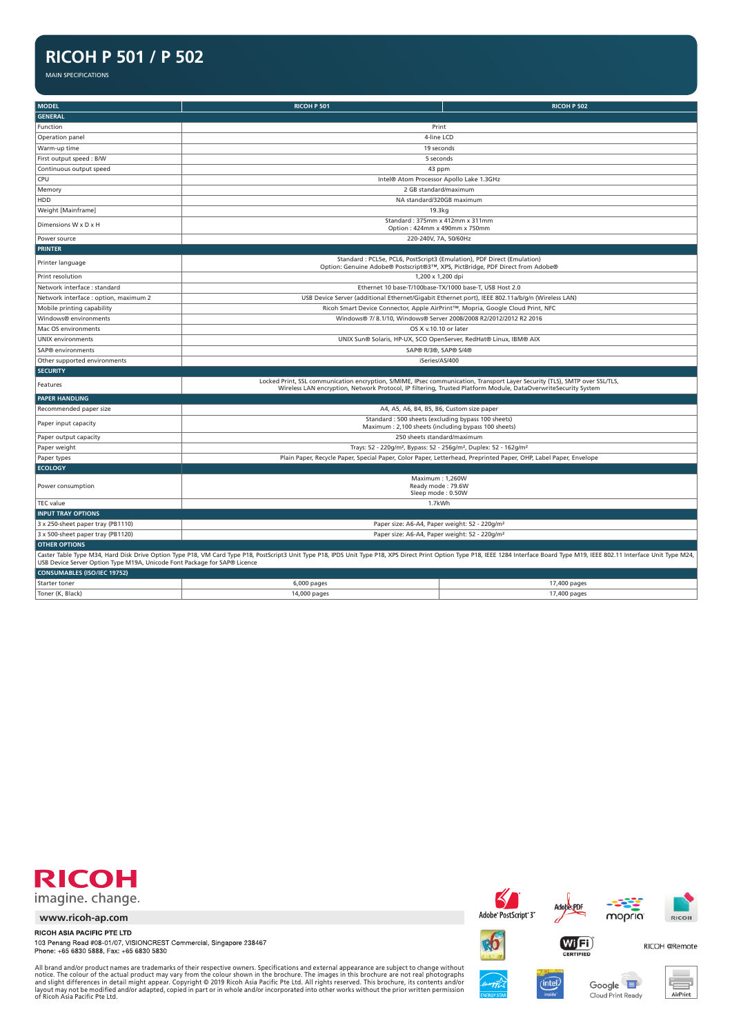# RICOH P 501 / P 502

MAIN SPECIFICATIONS

| MODEL | RICOH P 501 | RICOH P 502 |
|---|---|---|
| **GENERAL** | | |
| Function | Print | |
| Operation panel | 4-line LCD | |
| Warm-up time | 19 seconds | |
| First output speed : B/W | 5 seconds | |
| Continuous output speed | 43 ppm | |
| CPU | Intel® Atom Processor Apollo Lake 1.3GHz | |
| Memory | 2 GB standard/maximum | |
| HDD | NA standard/320GB maximum | |
| Weight [Mainframe] | 19.3kg | |
| Dimensions W x D x H | Standard : 375mm x 412mm x 311mm<br>Option : 424mm x 490mm x 750mm | |
| Power source | 220-240V, 7A, 50/60Hz | |
| **PRINTER** | | |
| Printer language | Standard : PCL5e, PCL6, PostScript3 (Emulation), PDF Direct (Emulation)<br>Option: Genuine Adobe® Postscript®3™, XPS, PictBridge, PDF Direct from Adobe® | |
| Print resolution | 1,200 x 1,200 dpi | |
| Network interface : standard | Ethernet 10 base-T/100base-TX/1000 base-T, USB Host 2.0 | |
| Network interface : option, maximum 2 | USB Device Server (additional Ethernet/Gigabit Ethernet port), IEEE 802.11a/b/g/n (Wireless LAN) | |
| Mobile printing capability | Ricoh Smart Device Connector, Apple AirPrint™, Mopria, Google Cloud Print, NFC | |
| Windows® environments | Windows® 7/ 8.1/10, Windows® Server 2008/2008 R2/2012/2012 R2 2016 | |
| Mac OS environments | OS X v.10.10 or later | |
| UNIX environments | UNIX Sun® Solaris, HP-UX, SCO OpenServer, RedHat® Linux, IBM® AIX | |
| SAP® environments | SAP® R/3®, SAP® S/4® | |
| Other supported environments | iSeries/AS/400 | |
| **SECURITY** | | |
| Features | Locked Print, SSL communication encryption, S/MIME, IPsec communication, Transport Layer Security (TLS), SMTP over SSL/TLS,<br>Wireless LAN encryption, Network Protocol, IP filtering, Trusted Platform Module, DataOverwriteSecurity System | |
| **PAPER HANDLING** | | |
| Recommended paper size | A4, A5, A6, B4, B5, B6, Custom size paper | |
| Paper input capacity | Standard : 500 sheets (excluding bypass 100 sheets)<br>Maximum : 2,100 sheets (including bypass 100 sheets) | |
| Paper output capacity | 250 sheets standard/maximum | |
| Paper weight | Trays: 52 - 220g/m², Bypass: 52 - 256g/m², Duplex: 52 - 162g/m² | |
| Paper types | Plain Paper, Recycle Paper, Special Paper, Color Paper, Letterhead, Preprinted Paper, OHP, Label Paper, Envelope | |
| **ECOLOGY** | | |
| Power consumption | Maximum : 1,260W<br>Ready mode : 79.6W<br>Sleep mode : 0.50W | |
| TEC value | 1.7kWh | |
| **INPUT TRAY OPTIONS** | | |
| 3 x 250-sheet paper tray (PB1110) | Paper size: A6-A4, Paper weight: 52 - 220g/m² | |
| 3 x 500-sheet paper tray (PB1120) | Paper size: A6-A4, Paper weight: 52 - 220g/m² | |
| **OTHER OPTIONS** | | |
| Caster Table Type M34, Hard Disk Drive Option Type P18, VM Card Type P18, PostScript3 Unit Type P18, IPDS Unit Type P18, XPS Direct Print Option Type P18, IEEE 1284 Interface Board Type M19, IEEE 802.11 Interface Unit Type M24, USB Device Server Option Type M19A, Unicode Font Package for SAP® Licence | | |
| **CONSUMABLES (ISO/IEC 19752)** | | |
| Starter toner | 6,000 pages | 17,400 pages |
| Toner (K, Black) | 14,000 pages | 17,400 pages |

**RICOH**
imagine. change.

www.ricoh-ap.com

**RICOH ASIA PACIFIC PTE LTD**
103 Penang Road #08-01/07, VISIONCREST Commercial, Singapore 238467
Phone: +65 6830 5888, Fax: +65 6830 5830

All brand and/or product names are trademarks of their respective owners. Specifications and external appearance are subject to change without notice. The colour of the actual product may vary from the colour shown in the brochure. The images in this brochure are not real photographs and slight differences in detail might appear. Copyright © 2019 Ricoh Asia Pacific Pte Ltd. All rights reserved. This brochure, its contents and/or layout may not be modified and/or adapted, copied in part or in whole and/or incorporated into other works without the prior written permission of Ricoh Asia Pacific Pte Ltd.

Adobe® PostScript® 3™
Adobe PDF
mopria
RICOH
Wi Fi CERTIFIED
RICOH @Remote
ENERGY STAR
intel inside
Google Cloud Print Ready
AirPrint